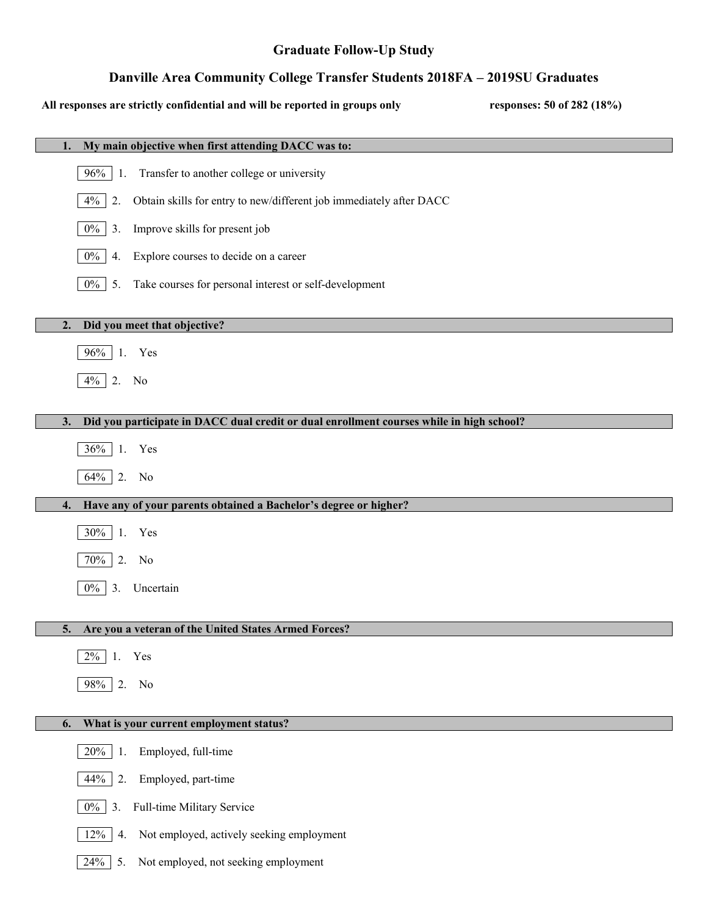# Graduate Follow-Up Study

## Danville Area Community College Transfer Students 2018FA – 2019SU Graduates

**All responses are strictly confidential and will be reported in groups only** **responses: 50 of 282 (18%)**

### 1. My main objective when first attending DACC was to:

- 96% 1. Transfer to another college or university
- 4% 2. Obtain skills for entry to new/different job immediately after DACC
- 0% 3. Improve skills for present job
- 0% 4. Explore courses to decide on a career
- 0% 5. Take courses for personal interest or self-development

### 2. Did you meet that objective?

- 96% 1. Yes
- 4% 2. No

### 3. Did you participate in DACC dual credit or dual enrollment courses while in high school?

- 36% 1. Yes
- 64% 2. No

### 4. Have any of your parents obtained a Bachelor's degree or higher?

- 30% 1. Yes
- 70% 2. No
- 0% 3. Uncertain

### 5. Are you a veteran of the United States Armed Forces?

- 2% 1. Yes
- 98% 2. No

### 6. What is your current employment status?

- 20% 1. Employed, full-time
- 44% 2. Employed, part-time
- 0% 3. Full-time Military Service
- 12% 4. Not employed, actively seeking employment
- 24% 5. Not employed, not seeking employment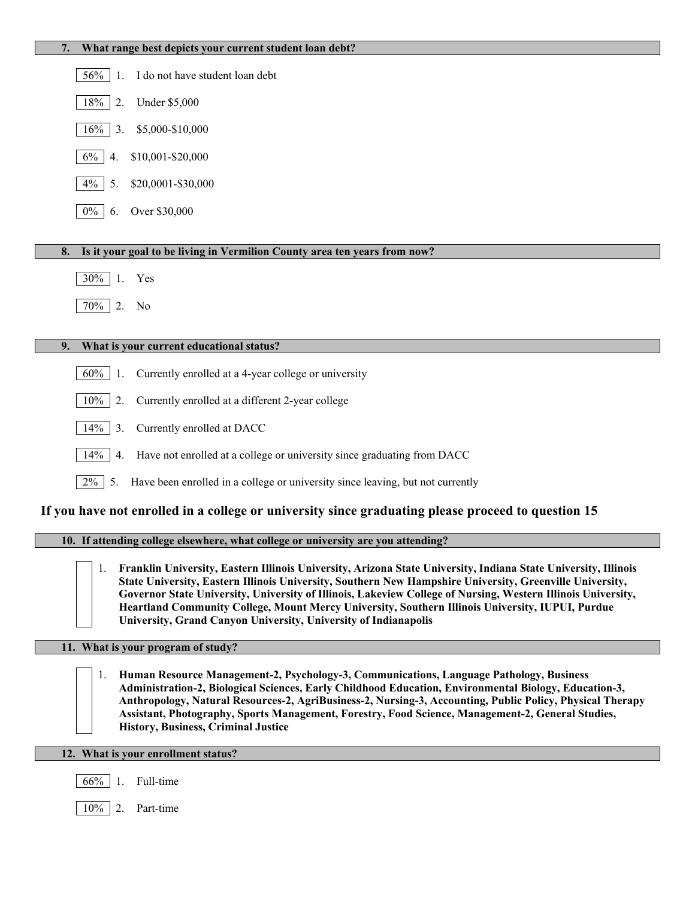**7. What range best depicts your current student loan debt?**

- 56% 1. I do not have student loan debt
- 18% 2. Under $5,000
- 16% 3. $5,000-$10,000
- 6% 4. $10,001-$20,000
- 4% 5. $20,0001-$30,000
- 0% 6. Over $30,000

**8. Is it your goal to be living in Vermilion County area ten years from now?**

- 30% 1. Yes
- 70% 2. No

**9. What is your current educational status?**

- 60% 1. Currently enrolled at a 4-year college or university
- 10% 2. Currently enrolled at a different 2-year college
- 14% 3. Currently enrolled at DACC
- 14% 4. Have not enrolled at a college or university since graduating from DACC
- 2% 5. Have been enrolled in a college or university since leaving, but not currently

**If you have not enrolled in a college or university since graduating please proceed to question 15**

**10. If attending college elsewhere, what college or university are you attending?**

1. **Franklin University, Eastern Illinois University, Arizona State University, Indiana State University, Illinois State University, Eastern Illinois University, Southern New Hampshire University, Greenville University, Governor State University, University of Illinois, Lakeview College of Nursing, Western Illinois University, Heartland Community College, Mount Mercy University, Southern Illinois University, IUPUI, Purdue University, Grand Canyon University, University of Indianapolis**

**11. What is your program of study?**

1. **Human Resource Management-2, Psychology-3, Communications, Language Pathology, Business Administration-2, Biological Sciences, Early Childhood Education, Environmental Biology, Education-3, Anthropology, Natural Resources-2, AgriBusiness-2, Nursing-3, Accounting, Public Policy, Physical Therapy Assistant, Photography, Sports Management, Forestry, Food Science, Management-2, General Studies, History, Business, Criminal Justice**

**12. What is your enrollment status?**

- 66% 1. Full-time
- 10% 2. Part-time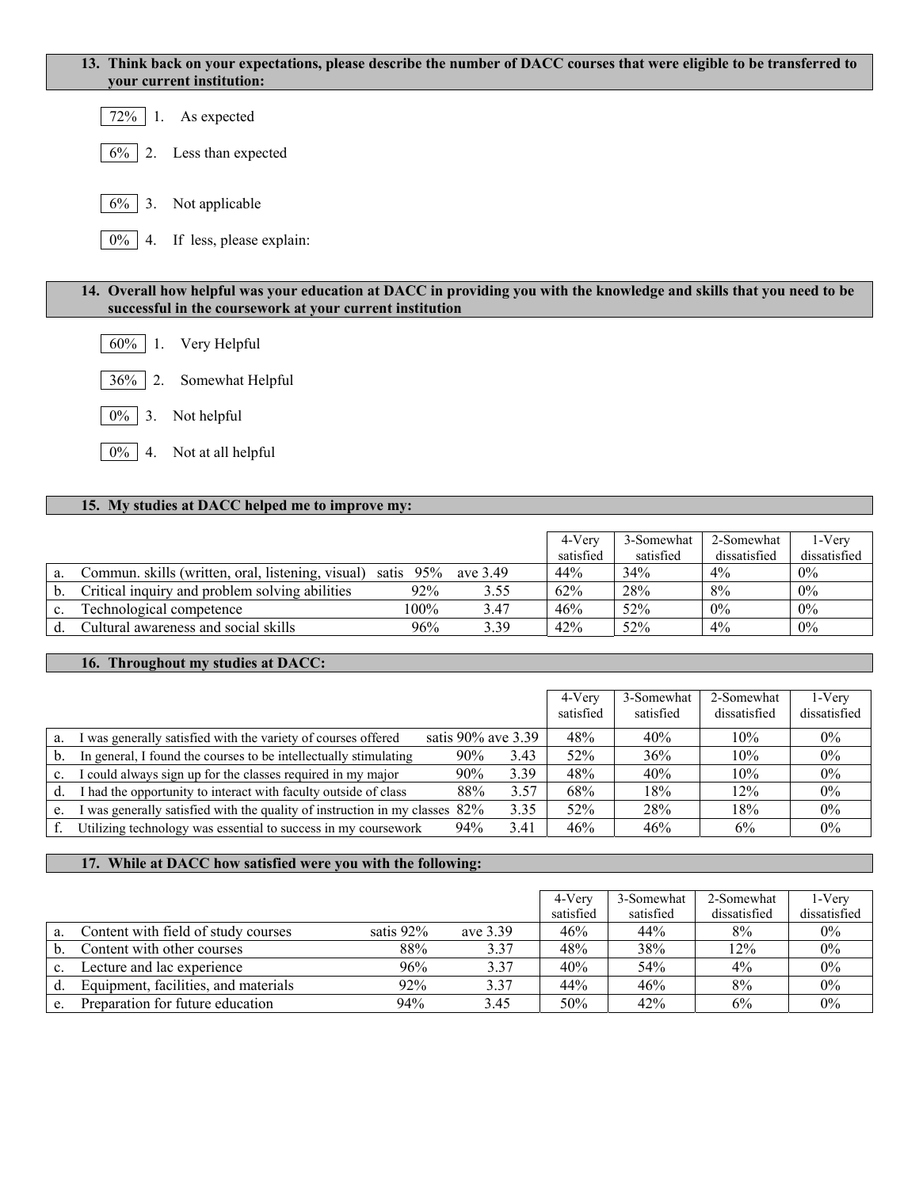**13. Think back on your expectations, please describe the number of DACC courses that were eligible to be transferred to your current institution:**

- 72% 1. As expected
- 6% 2. Less than expected
- 6% 3. Not applicable
- 0% 4. If less, please explain:

**14. Overall how helpful was your education at DACC in providing you with the knowledge and skills that you need to be successful in the coursework at your current institution**

- 60% 1. Very Helpful
- 36% 2. Somewhat Helpful
- 0% 3. Not helpful
- 0% 4. Not at all helpful

**15. My studies at DACC helped me to improve my:**

| | | satis | ave | 4-Very satisfied | 3-Somewhat satisfied | 2-Somewhat dissatisfied | 1-Very dissatisfied |
|---|---|---|---|---|---|---|---|
| a. | Commun. skills (written, oral, listening, visual) | 95% | 3.49 | 44% | 34% | 4% | 0% |
| b. | Critical inquiry and problem solving abilities | 92% | 3.55 | 62% | 28% | 8% | 0% |
| c. | Technological competence | 100% | 3.47 | 46% | 52% | 0% | 0% |
| d. | Cultural awareness and social skills | 96% | 3.39 | 42% | 52% | 4% | 0% |

**16. Throughout my studies at DACC:**

| | | satis | ave | 4-Very satisfied | 3-Somewhat satisfied | 2-Somewhat dissatisfied | 1-Very dissatisfied |
|---|---|---|---|---|---|---|---|
| a. | I was generally satisfied with the variety of courses offered | 90% | 3.39 | 48% | 40% | 10% | 0% |
| b. | In general, I found the courses to be intellectually stimulating | 90% | 3.43 | 52% | 36% | 10% | 0% |
| c. | I could always sign up for the classes required in my major | 90% | 3.39 | 48% | 40% | 10% | 0% |
| d. | I had the opportunity to interact with faculty outside of class | 88% | 3.57 | 68% | 18% | 12% | 0% |
| e. | I was generally satisfied with the quality of instruction in my classes | 82% | 3.35 | 52% | 28% | 18% | 0% |
| f. | Utilizing technology was essential to success in my coursework | 94% | 3.41 | 46% | 46% | 6% | 0% |

**17. While at DACC how satisfied were you with the following:**

| | | satis | ave | 4-Very satisfied | 3-Somewhat satisfied | 2-Somewhat dissatisfied | 1-Very dissatisfied |
|---|---|---|---|---|---|---|---|
| a. | Content with field of study courses | 92% | 3.39 | 46% | 44% | 8% | 0% |
| b. | Content with other courses | 88% | 3.37 | 48% | 38% | 12% | 0% |
| c. | Lecture and lac experience | 96% | 3.37 | 40% | 54% | 4% | 0% |
| d. | Equipment, facilities, and materials | 92% | 3.37 | 44% | 46% | 8% | 0% |
| e. | Preparation for future education | 94% | 3.45 | 50% | 42% | 6% | 0% |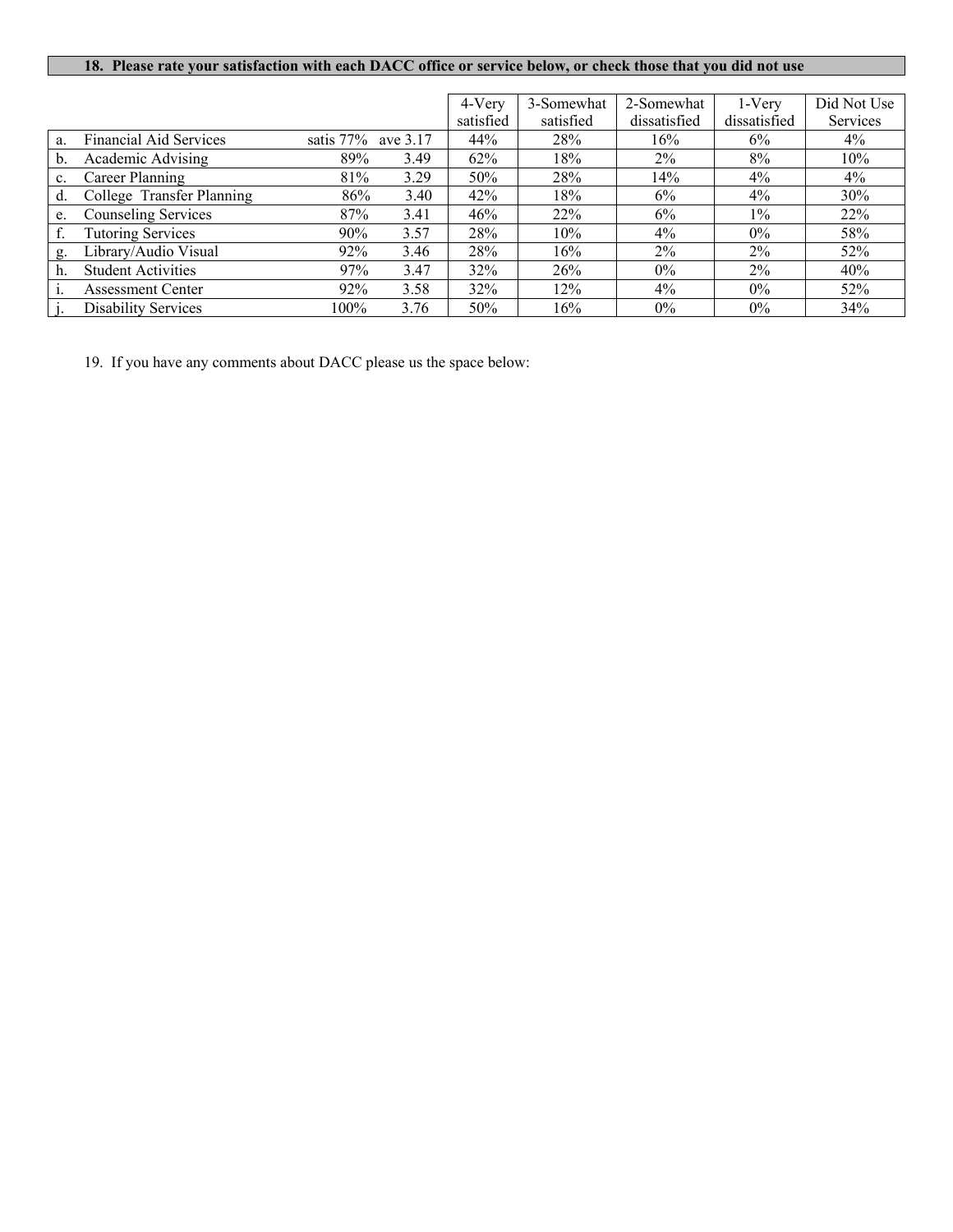**18. Please rate your satisfaction with each DACC office or service below, or check those that you did not use**

| | | | | 4-Very satisfied | 3-Somewhat satisfied | 2-Somewhat dissatisfied | 1-Very dissatisfied | Did Not Use Services |
|---|---|---|---|---|---|---|---|---|
| a. | Financial Aid Services | satis 77% | ave 3.17 | 44% | 28% | 16% | 6% | 4% |
| b. | Academic Advising | 89% | 3.49 | 62% | 18% | 2% | 8% | 10% |
| c. | Career Planning | 81% | 3.29 | 50% | 28% | 14% | 4% | 4% |
| d. | College Transfer Planning | 86% | 3.40 | 42% | 18% | 6% | 4% | 30% |
| e. | Counseling Services | 87% | 3.41 | 46% | 22% | 6% | 1% | 22% |
| f. | Tutoring Services | 90% | 3.57 | 28% | 10% | 4% | 0% | 58% |
| g. | Library/Audio Visual | 92% | 3.46 | 28% | 16% | 2% | 2% | 52% |
| h. | Student Activities | 97% | 3.47 | 32% | 26% | 0% | 2% | 40% |
| i. | Assessment Center | 92% | 3.58 | 32% | 12% | 4% | 0% | 52% |
| j. | Disability Services | 100% | 3.76 | 50% | 16% | 0% | 0% | 34% |

19. If you have any comments about DACC please us the space below: